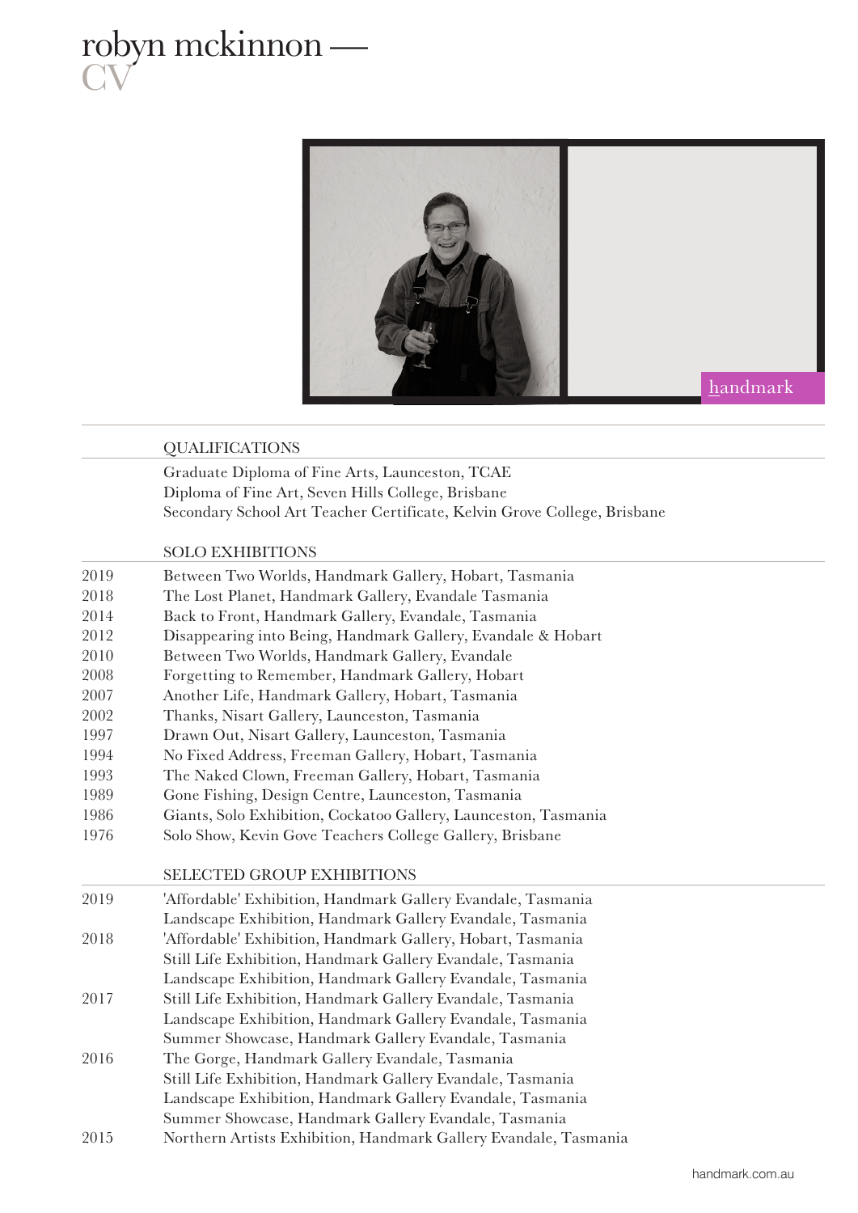# robyn mckinnon — CV

handmark

## QUALIFICATIONS

Graduate Diploma of Fine Arts, Launceston, TCAE
Diploma of Fine Art, Seven Hills College, Brisbane
Secondary School Art Teacher Certificate, Kelvin Grove College, Brisbane

## SOLO EXHIBITIONS

2019 Between Two Worlds, Handmark Gallery, Hobart, Tasmania
2018 The Lost Planet, Handmark Gallery, Evandale Tasmania
2014 Back to Front, Handmark Gallery, Evandale, Tasmania
2012 Disappearing into Being, Handmark Gallery, Evandale & Hobart
2010 Between Two Worlds, Handmark Gallery, Evandale
2008 Forgetting to Remember, Handmark Gallery, Hobart
2007 Another Life, Handmark Gallery, Hobart, Tasmania
2002 Thanks, Nisart Gallery, Launceston, Tasmania
1997 Drawn Out, Nisart Gallery, Launceston, Tasmania
1994 No Fixed Address, Freeman Gallery, Hobart, Tasmania
1993 The Naked Clown, Freeman Gallery, Hobart, Tasmania
1989 Gone Fishing, Design Centre, Launceston, Tasmania
1986 Giants, Solo Exhibition, Cockatoo Gallery, Launceston, Tasmania
1976 Solo Show, Kevin Gove Teachers College Gallery, Brisbane

## SELECTED GROUP EXHIBITIONS

2019 'Affordable' Exhibition, Handmark Gallery Evandale, Tasmania
Landscape Exhibition, Handmark Gallery Evandale, Tasmania
2018 'Affordable' Exhibition, Handmark Gallery, Hobart, Tasmania
Still Life Exhibition, Handmark Gallery Evandale, Tasmania
Landscape Exhibition, Handmark Gallery Evandale, Tasmania
2017 Still Life Exhibition, Handmark Gallery Evandale, Tasmania
Landscape Exhibition, Handmark Gallery Evandale, Tasmania
Summer Showcase, Handmark Gallery Evandale, Tasmania
2016 The Gorge, Handmark Gallery Evandale, Tasmania
Still Life Exhibition, Handmark Gallery Evandale, Tasmania
Landscape Exhibition, Handmark Gallery Evandale, Tasmania
Summer Showcase, Handmark Gallery Evandale, Tasmania
2015 Northern Artists Exhibition, Handmark Gallery Evandale, Tasmania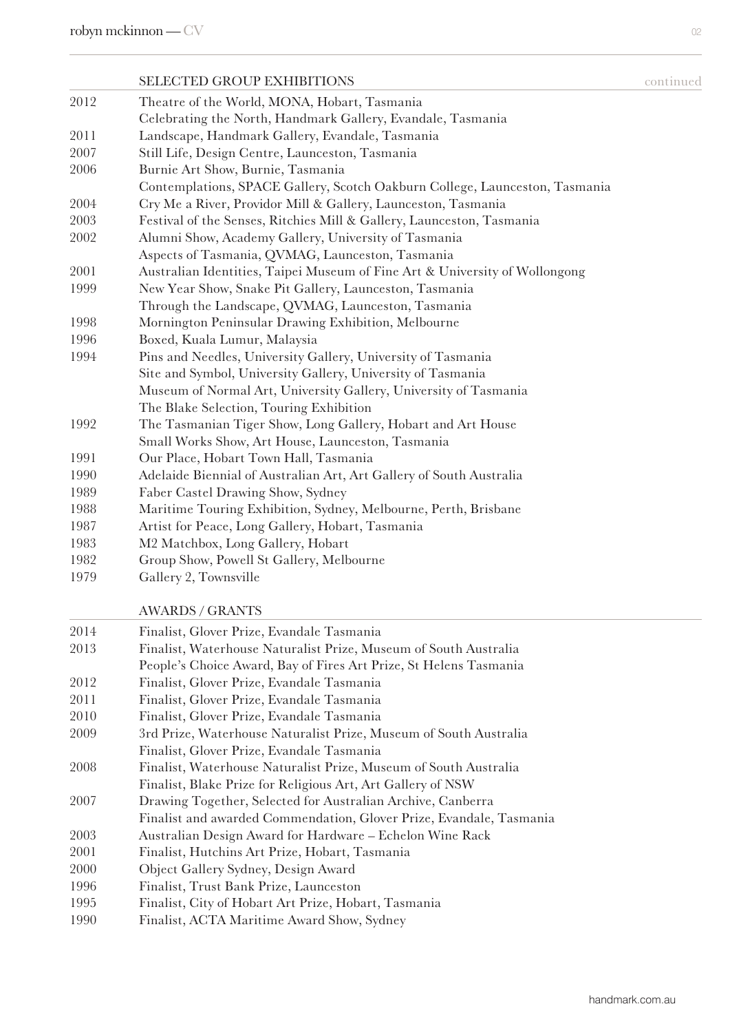## SELECTED GROUP EXHIBITIONS continued

| | |
|---|---|
| 2012 | Theatre of the World, MONA, Hobart, Tasmania |
| | Celebrating the North, Handmark Gallery, Evandale, Tasmania |
| 2011 | Landscape, Handmark Gallery, Evandale, Tasmania |
| 2007 | Still Life, Design Centre, Launceston, Tasmania |
| 2006 | Burnie Art Show, Burnie, Tasmania |
| | Contemplations, SPACE Gallery, Scotch Oakburn College, Launceston, Tasmania |
| 2004 | Cry Me a River, Providor Mill & Gallery, Launceston, Tasmania |
| 2003 | Festival of the Senses, Ritchies Mill & Gallery, Launceston, Tasmania |
| 2002 | Alumni Show, Academy Gallery, University of Tasmania |
| | Aspects of Tasmania, QVMAG, Launceston, Tasmania |
| 2001 | Australian Identities, Taipei Museum of Fine Art & University of Wollongong |
| 1999 | New Year Show, Snake Pit Gallery, Launceston, Tasmania |
| | Through the Landscape, QVMAG, Launceston, Tasmania |
| 1998 | Mornington Peninsular Drawing Exhibition, Melbourne |
| 1996 | Boxed, Kuala Lumur, Malaysia |
| 1994 | Pins and Needles, University Gallery, University of Tasmania |
| | Site and Symbol, University Gallery, University of Tasmania |
| | Museum of Normal Art, University Gallery, University of Tasmania |
| | The Blake Selection, Touring Exhibition |
| 1992 | The Tasmanian Tiger Show, Long Gallery, Hobart and Art House |
| | Small Works Show, Art House, Launceston, Tasmania |
| 1991 | Our Place, Hobart Town Hall, Tasmania |
| 1990 | Adelaide Biennial of Australian Art, Art Gallery of South Australia |
| 1989 | Faber Castel Drawing Show, Sydney |
| 1988 | Maritime Touring Exhibition, Sydney, Melbourne, Perth, Brisbane |
| 1987 | Artist for Peace, Long Gallery, Hobart, Tasmania |
| 1983 | M2 Matchbox, Long Gallery, Hobart |
| 1982 | Group Show, Powell St Gallery, Melbourne |
| 1979 | Gallery 2, Townsville |

## AWARDS / GRANTS

| | |
|---|---|
| 2014 | Finalist, Glover Prize, Evandale Tasmania |
| 2013 | Finalist, Waterhouse Naturalist Prize, Museum of South Australia |
| | People's Choice Award, Bay of Fires Art Prize, St Helens Tasmania |
| 2012 | Finalist, Glover Prize, Evandale Tasmania |
| 2011 | Finalist, Glover Prize, Evandale Tasmania |
| 2010 | Finalist, Glover Prize, Evandale Tasmania |
| 2009 | 3rd Prize, Waterhouse Naturalist Prize, Museum of South Australia |
| | Finalist, Glover Prize, Evandale Tasmania |
| 2008 | Finalist, Waterhouse Naturalist Prize, Museum of South Australia |
| | Finalist, Blake Prize for Religious Art, Art Gallery of NSW |
| 2007 | Drawing Together, Selected for Australian Archive, Canberra |
| | Finalist and awarded Commendation, Glover Prize, Evandale, Tasmania |
| 2003 | Australian Design Award for Hardware – Echelon Wine Rack |
| 2001 | Finalist, Hutchins Art Prize, Hobart, Tasmania |
| 2000 | Object Gallery Sydney, Design Award |
| 1996 | Finalist, Trust Bank Prize, Launceston |
| 1995 | Finalist, City of Hobart Art Prize, Hobart, Tasmania |
| 1990 | Finalist, ACTA Maritime Award Show, Sydney |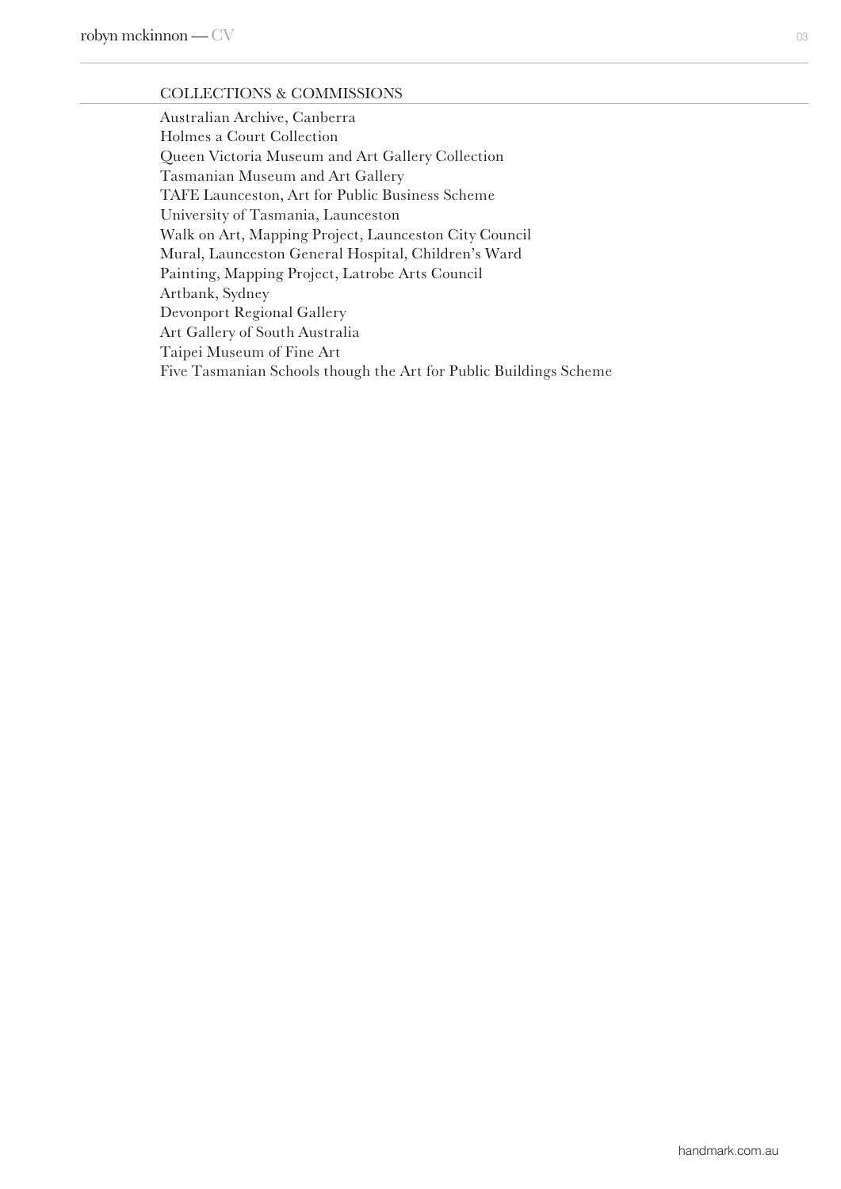## COLLECTIONS & COMMISSIONS

Australian Archive, Canberra
Holmes a Court Collection
Queen Victoria Museum and Art Gallery Collection
Tasmanian Museum and Art Gallery
TAFE Launceston, Art for Public Business Scheme
University of Tasmania, Launceston
Walk on Art, Mapping Project, Launceston City Council
Mural, Launceston General Hospital, Children's Ward
Painting, Mapping Project, Latrobe Arts Council
Artbank, Sydney
Devonport Regional Gallery
Art Gallery of South Australia
Taipei Museum of Fine Art
Five Tasmanian Schools though the Art for Public Buildings Scheme